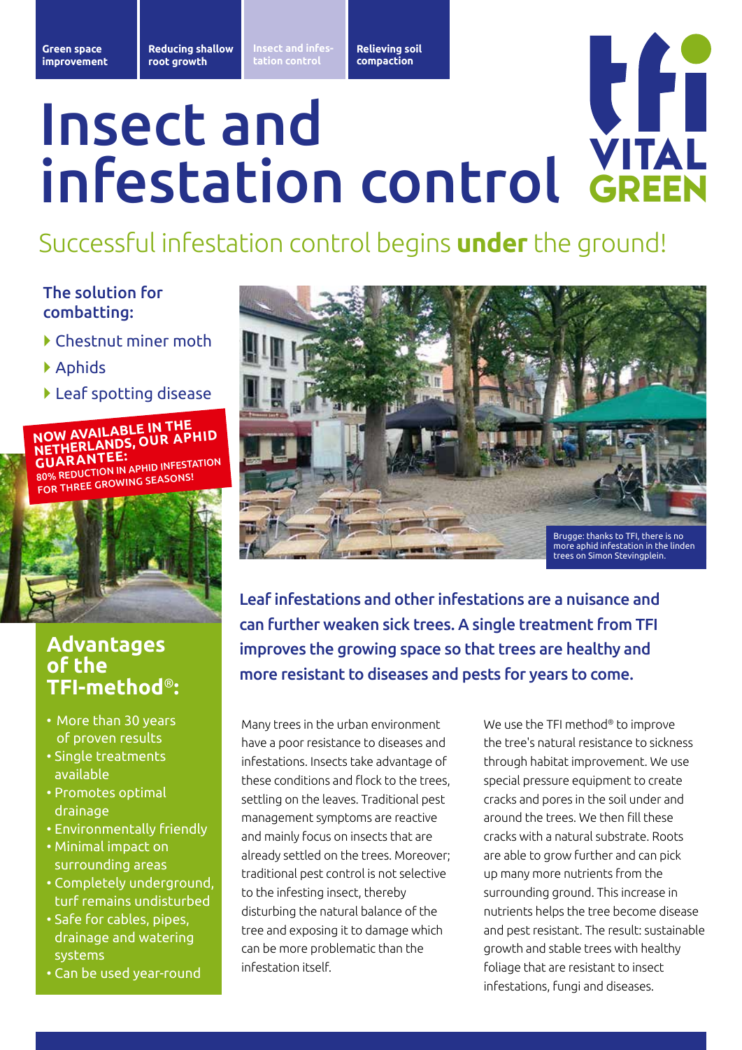Green space improvement | Reducing shallow root growth | Insect and infestation control | Relieving soil compaction

# Insect and infestation control

TFI VITAL GREEN

## Successful infestation control begins **under** the ground!

### The solution for combatting:

- Chestnut miner moth
- Aphids
- Leaf spotting disease

**NOW AVAILABLE IN THE NETHERLANDS, OUR APHID GUARANTEE:**
**80% REDUCTION IN APHID INFESTATION FOR THREE GROWING SEASONS!**

### Advantages of the TFI-method®:

- More than 30 years of proven results
- Single treatments available
- Promotes optimal drainage
- Environmentally friendly
- Minimal impact on surrounding areas
- Completely underground, turf remains undisturbed
- Safe for cables, pipes, drainage and watering systems
- Can be used year-round

Brugge: thanks to TFI, there is no more aphid infestation in the linden trees on Simon Stevingplein.

**Leaf infestations and other infestations are a nuisance and can further weaken sick trees. A single treatment from TFI improves the growing space so that trees are healthy and more resistant to diseases and pests for years to come.**

Many trees in the urban environment have a poor resistance to diseases and infestations. Insects take advantage of these conditions and flock to the trees, settling on the leaves. Traditional pest management symptoms are reactive and mainly focus on insects that are already settled on the trees. Moreover; traditional pest control is not selective to the infesting insect, thereby disturbing the natural balance of the tree and exposing it to damage which can be more problematic than the infestation itself.

We use the TFI method® to improve the tree's natural resistance to sickness through habitat improvement. We use special pressure equipment to create cracks and pores in the soil under and around the trees. We then fill these cracks with a natural substrate. Roots are able to grow further and can pick up many more nutrients from the surrounding ground. This increase in nutrients helps the tree become disease and pest resistant. The result: sustainable growth and stable trees with healthy foliage that are resistant to insect infestations, fungi and diseases.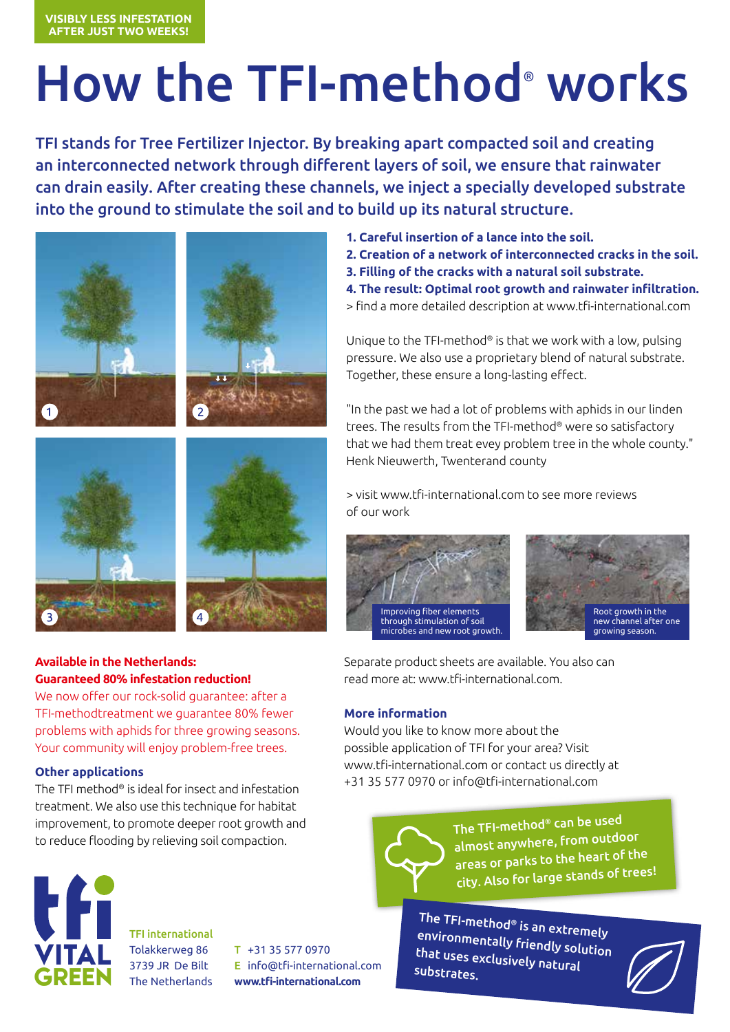VISIBLY LESS INFESTATION AFTER JUST TWO WEEKS!

# How the TFI-method® works

**TFI stands for Tree Fertilizer Injector. By breaking apart compacted soil and creating an interconnected network through different layers of soil, we ensure that rainwater can drain easily. After creating these channels, we inject a specially developed substrate into the ground to stimulate the soil and to build up its natural structure.**

1
2
3
4

**1. Careful insertion of a lance into the soil.**
**2. Creation of a network of interconnected cracks in the soil.**
**3. Filling of the cracks with a natural soil substrate.**
**4. The result: Optimal root growth and rainwater infiltration.**

> find a more detailed description at www.tfi-international.com

Unique to the TFI-method® is that we work with a low, pulsing pressure. We also use a proprietary blend of natural substrate. Together, these ensure a long-lasting effect.

"In the past we had a lot of problems with aphids in our linden trees. The results from the TFI-method® were so satisfactory that we had them treat evey problem tree in the whole county." Henk Nieuwerth, Twenterand county

> visit www.tfi-international.com to see more reviews of our work

Improving fiber elements through stimulation of soil microbes and new root growth.

Root growth in the new channel after one growing season.

Separate product sheets are available. You also can read more at: www.tfi-international.com.

**Available in the Netherlands:**
**Guaranteed 80% infestation reduction!**
We now offer our rock-solid guarantee: after a TFI-methodtreatment we guarantee 80% fewer problems with aphids for three growing seasons. Your community will enjoy problem-free trees.

### Other applications

The TFI method® is ideal for insect and infestation treatment. We also use this technique for habitat improvement, to promote deeper root growth and to reduce flooding by relieving soil compaction.

### More information

Would you like to know more about the possible application of TFI for your area? Visit www.tfi-international.com or contact us directly at +31 35 577 0970 or info@tfi-international.com

**The TFI-method® can be used almost anywhere, from outdoor areas or parks to the heart of the city. Also for large stands of trees!**

**The TFI-method® is an extremely environmentally friendly solution that uses exclusively natural substrates.**

tfi VITAL GREEN

TFI international
Tolakkerweg 86
3739 JR De Bilt
The Netherlands

T +31 35 577 0970
E info@tfi-international.com
**www.tfi-international.com**